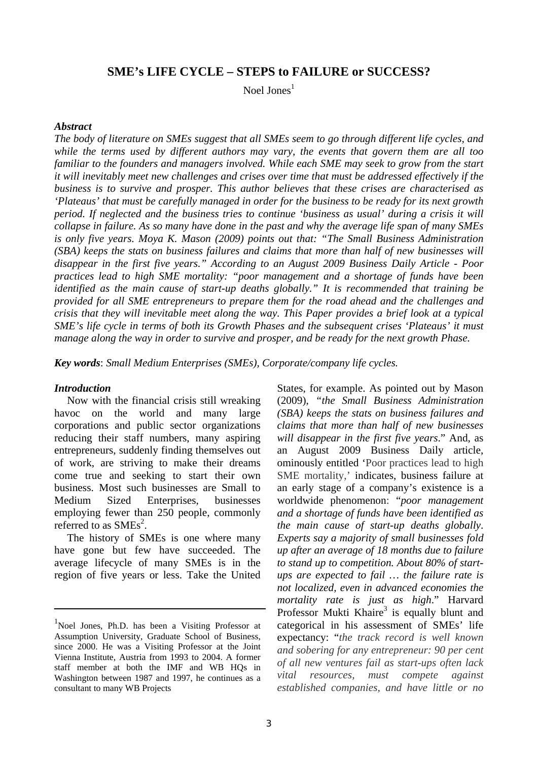# SME's LIFE CYCLE – STEPS to FAILURE or SUCCESS?

Noel Jones[1]

***Abstract***

*The body of literature on SMEs suggest that all SMEs seem to go through different life cycles, and while the terms used by different authors may vary, the events that govern them are all too familiar to the founders and managers involved. While each SME may seek to grow from the start it will inevitably meet new challenges and crises over time that must be addressed effectively if the business is to survive and prosper. This author believes that these crises are characterised as 'Plateaus' that must be carefully managed in order for the business to be ready for its next growth period. If neglected and the business tries to continue 'business as usual' during a crisis it will collapse in failure. As so many have done in the past and why the average life span of many SMEs is only five years. Moya K. Mason (2009) points out that: "The Small Business Administration (SBA) keeps the stats on business failures and claims that more than half of new businesses will disappear in the first five years." According to an August 2009 Business Daily Article - Poor practices lead to high SME mortality: "poor management and a shortage of funds have been identified as the main cause of start-up deaths globally." It is recommended that training be provided for all SME entrepreneurs to prepare them for the road ahead and the challenges and crisis that they will inevitable meet along the way. This Paper provides a brief look at a typical SME's life cycle in terms of both its Growth Phases and the subsequent crises 'Plateaus' it must manage along the way in order to survive and prosper, and be ready for the next growth Phase.*

***Key words***: *Small Medium Enterprises (SMEs), Corporate/company life cycles.*

***Introduction***

Now with the financial crisis still wreaking havoc on the world and many large corporations and public sector organizations reducing their staff numbers, many aspiring entrepreneurs, suddenly finding themselves out of work, are striving to make their dreams come true and seeking to start their own business. Most such businesses are Small to Medium Sized Enterprises, businesses employing fewer than 250 people, commonly referred to as SMEs[2].

The history of SMEs is one where many have gone but few have succeeded. The average lifecycle of many SMEs is in the region of five years or less. Take the United States, for example. As pointed out by Mason (2009), "*the Small Business Administration (SBA) keeps the stats on business failures and claims that more than half of new businesses will disappear in the first five years*." And, as an August 2009 Business Daily article, ominously entitled 'Poor practices lead to high SME mortality,' indicates, business failure at an early stage of a company's existence is a worldwide phenomenon: "*poor management and a shortage of funds have been identified as the main cause of start-up deaths globally. Experts say a majority of small businesses fold up after an average of 18 months due to failure to stand up to competition. About 80% of start-ups are expected to fail … the failure rate is not localized, even in advanced economies the mortality rate is just as high*." Harvard Professor Mukti Khaire[3] is equally blunt and categorical in his assessment of SMEs' life expectancy: "*the track record is well known and sobering for any entrepreneur: 90 per cent of all new ventures fail as start-ups often lack vital resources, must compete against established companies, and have little or no*

[1] Noel Jones, Ph.D. has been a Visiting Professor at Assumption University, Graduate School of Business, since 2000. He was a Visiting Professor at the Joint Vienna Institute, Austria from 1993 to 2004. A former staff member at both the IMF and WB HQs in Washington between 1987 and 1997, he continues as a consultant to many WB Projects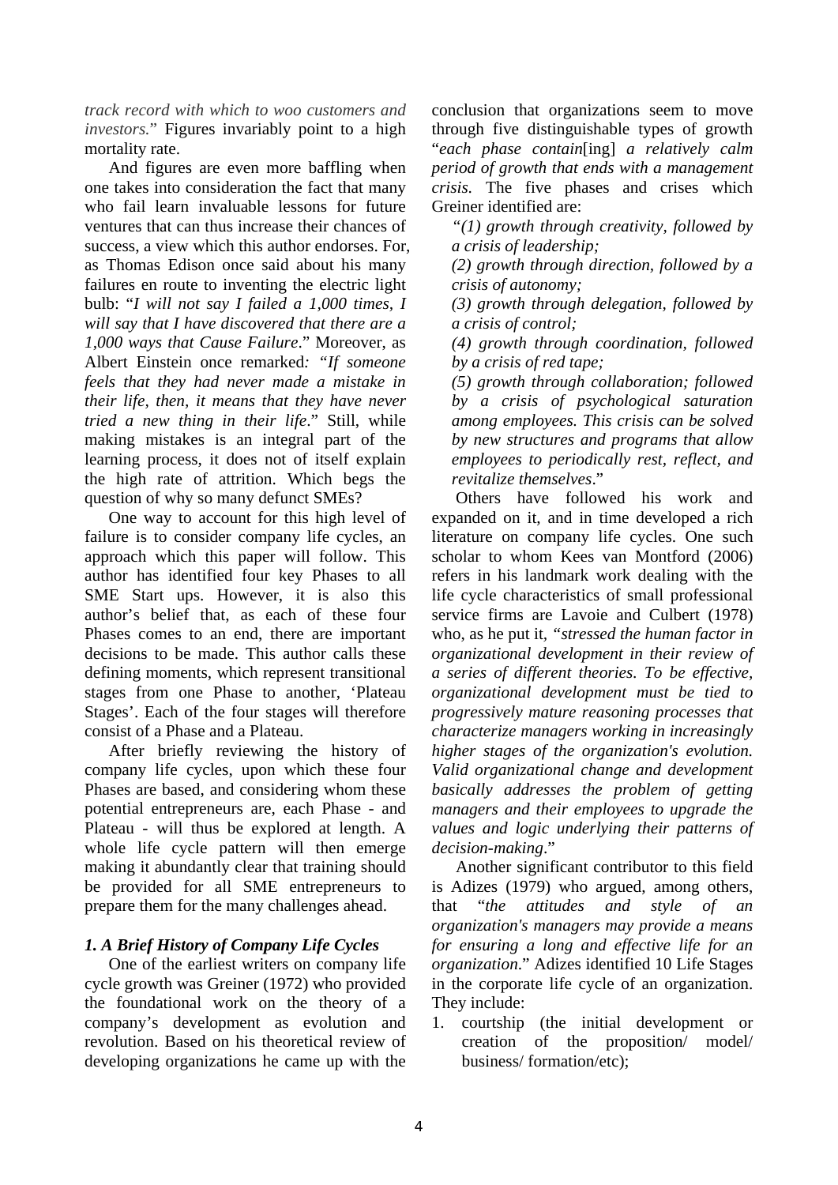*track record with which to woo customers and investors*." Figures invariably point to a high mortality rate.

And figures are even more baffling when one takes into consideration the fact that many who fail learn invaluable lessons for future ventures that can thus increase their chances of success, a view which this author endorses. For, as Thomas Edison once said about his many failures en route to inventing the electric light bulb: "*I will not say I failed a 1,000 times, I will say that I have discovered that there are a 1,000 ways that Cause Failure*." Moreover, as Albert Einstein once remarked*: "If someone feels that they had never made a mistake in their life, then, it means that they have never tried a new thing in their life*." Still, while making mistakes is an integral part of the learning process, it does not of itself explain the high rate of attrition. Which begs the question of why so many defunct SMEs?

One way to account for this high level of failure is to consider company life cycles, an approach which this paper will follow. This author has identified four key Phases to all SME Start ups. However, it is also this author's belief that, as each of these four Phases comes to an end, there are important decisions to be made. This author calls these defining moments, which represent transitional stages from one Phase to another, 'Plateau Stages'. Each of the four stages will therefore consist of a Phase and a Plateau.

After briefly reviewing the history of company life cycles, upon which these four Phases are based, and considering whom these potential entrepreneurs are, each Phase - and Plateau - will thus be explored at length. A whole life cycle pattern will then emerge making it abundantly clear that training should be provided for all SME entrepreneurs to prepare them for the many challenges ahead.

## *1. A Brief History of Company Life Cycles*

One of the earliest writers on company life cycle growth was Greiner (1972) who provided the foundational work on the theory of a company's development as evolution and revolution. Based on his theoretical review of developing organizations he came up with the conclusion that organizations seem to move through five distinguishable types of growth "*each phase contain*[ing] *a relatively calm period of growth that ends with a management crisis.* The five phases and crises which Greiner identified are:

> *"(1) growth through creativity, followed by a crisis of leadership;*
>
> *(2) growth through direction, followed by a crisis of autonomy;*
>
> *(3) growth through delegation, followed by a crisis of control;*
>
> *(4) growth through coordination, followed by a crisis of red tape;*
>
> *(5) growth through collaboration; followed by a crisis of psychological saturation among employees. This crisis can be solved by new structures and programs that allow employees to periodically rest, reflect, and revitalize themselves*."

Others have followed his work and expanded on it, and in time developed a rich literature on company life cycles. One such scholar to whom Kees van Montford (2006) refers in his landmark work dealing with the life cycle characteristics of small professional service firms are Lavoie and Culbert (1978) who, as he put it, *"stressed the human factor in organizational development in their review of a series of different theories. To be effective, organizational development must be tied to progressively mature reasoning processes that characterize managers working in increasingly higher stages of the organization's evolution. Valid organizational change and development basically addresses the problem of getting managers and their employees to upgrade the values and logic underlying their patterns of decision-making*."

Another significant contributor to this field is Adizes (1979) who argued, among others, that "*the attitudes and style of an organization's managers may provide a means for ensuring a long and effective life for an organization*." Adizes identified 10 Life Stages in the corporate life cycle of an organization. They include:

1. courtship (the initial development or creation of the proposition/ model/ business/ formation/etc);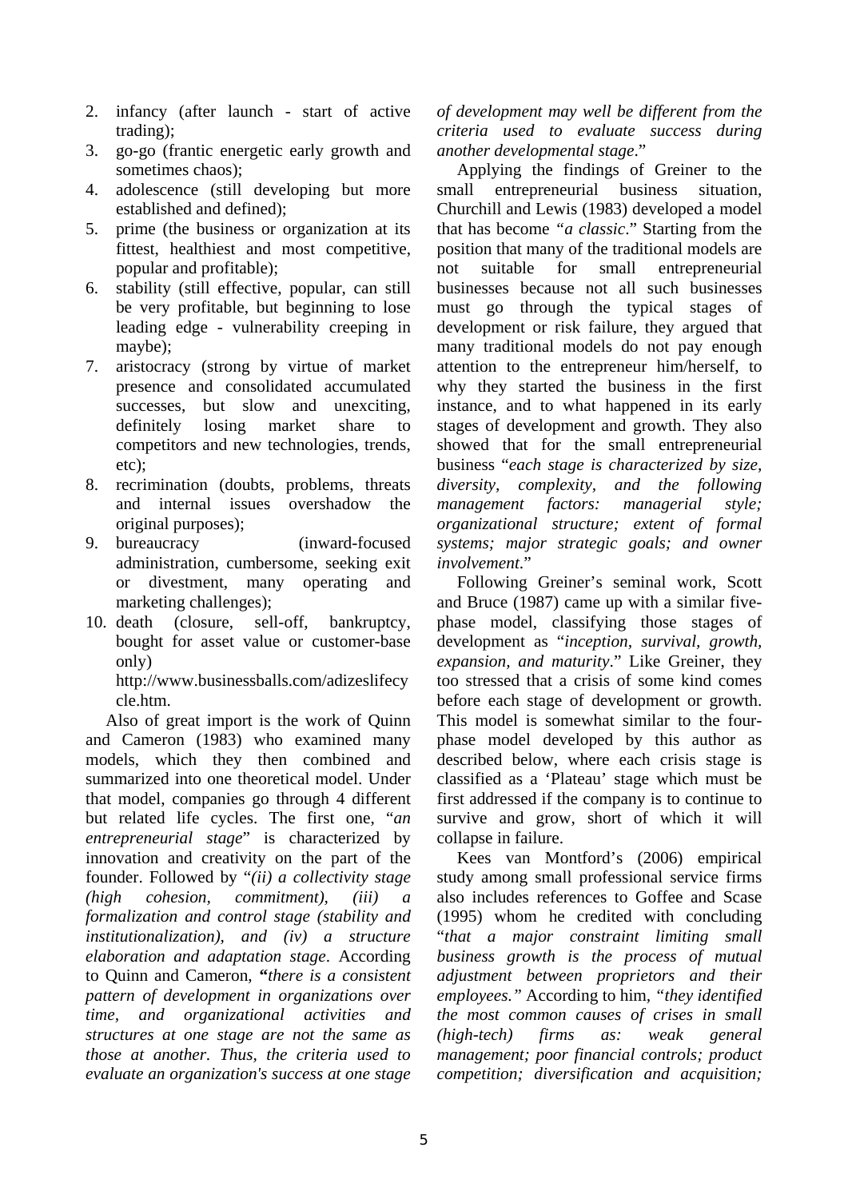2. infancy (after launch - start of active trading);
3. go-go (frantic energetic early growth and sometimes chaos);
4. adolescence (still developing but more established and defined);
5. prime (the business or organization at its fittest, healthiest and most competitive, popular and profitable);
6. stability (still effective, popular, can still be very profitable, but beginning to lose leading edge - vulnerability creeping in maybe);
7. aristocracy (strong by virtue of market presence and consolidated accumulated successes, but slow and unexciting, definitely losing market share to competitors and new technologies, trends, etc);
8. recrimination (doubts, problems, threats and internal issues overshadow the original purposes);
9. bureaucracy (inward-focused administration, cumbersome, seeking exit or divestment, many operating and marketing challenges);
10. death (closure, sell-off, bankruptcy, bought for asset value or customer-base only)
    http://www.businessballs.com/adizeslifecycle.htm.

Also of great import is the work of Quinn and Cameron (1983) who examined many models, which they then combined and summarized into one theoretical model. Under that model, companies go through 4 different but related life cycles. The first one, "*an entrepreneurial stage*" is characterized by innovation and creativity on the part of the founder. Followed by "*(ii) a collectivity stage (high cohesion, commitment), (iii) a formalization and control stage (stability and institutionalization), and (iv) a structure elaboration and adaptation stage*. According to Quinn and Cameron, **"***there is a consistent pattern of development in organizations over time, and organizational activities and structures at one stage are not the same as those at another. Thus, the criteria used to evaluate an organization's success at one stage of development may well be different from the criteria used to evaluate success during another developmental stage*."

Applying the findings of Greiner to the small entrepreneurial business situation, Churchill and Lewis (1983) developed a model that has become "*a classic*." Starting from the position that many of the traditional models are not suitable for small entrepreneurial businesses because not all such businesses must go through the typical stages of development or risk failure, they argued that many traditional models do not pay enough attention to the entrepreneur him/herself, to why they started the business in the first instance, and to what happened in its early stages of development and growth. They also showed that for the small entrepreneurial business "*each stage is characterized by size, diversity, complexity, and the following management factors: managerial style; organizational structure; extent of formal systems; major strategic goals; and owner involvement*."

Following Greiner's seminal work, Scott and Bruce (1987) came up with a similar five-phase model, classifying those stages of development as "*inception, survival, growth, expansion, and maturity*." Like Greiner, they too stressed that a crisis of some kind comes before each stage of development or growth. This model is somewhat similar to the four-phase model developed by this author as described below, where each crisis stage is classified as a 'Plateau' stage which must be first addressed if the company is to continue to survive and grow, short of which it will collapse in failure.

Kees van Montford's (2006) empirical study among small professional service firms also includes references to Goffee and Scase (1995) whom he credited with concluding "*that a major constraint limiting small business growth is the process of mutual adjustment between proprietors and their employees."* According to him, "*they identified the most common causes of crises in small (high-tech) firms as: weak general management; poor financial controls; product competition; diversification and acquisition;*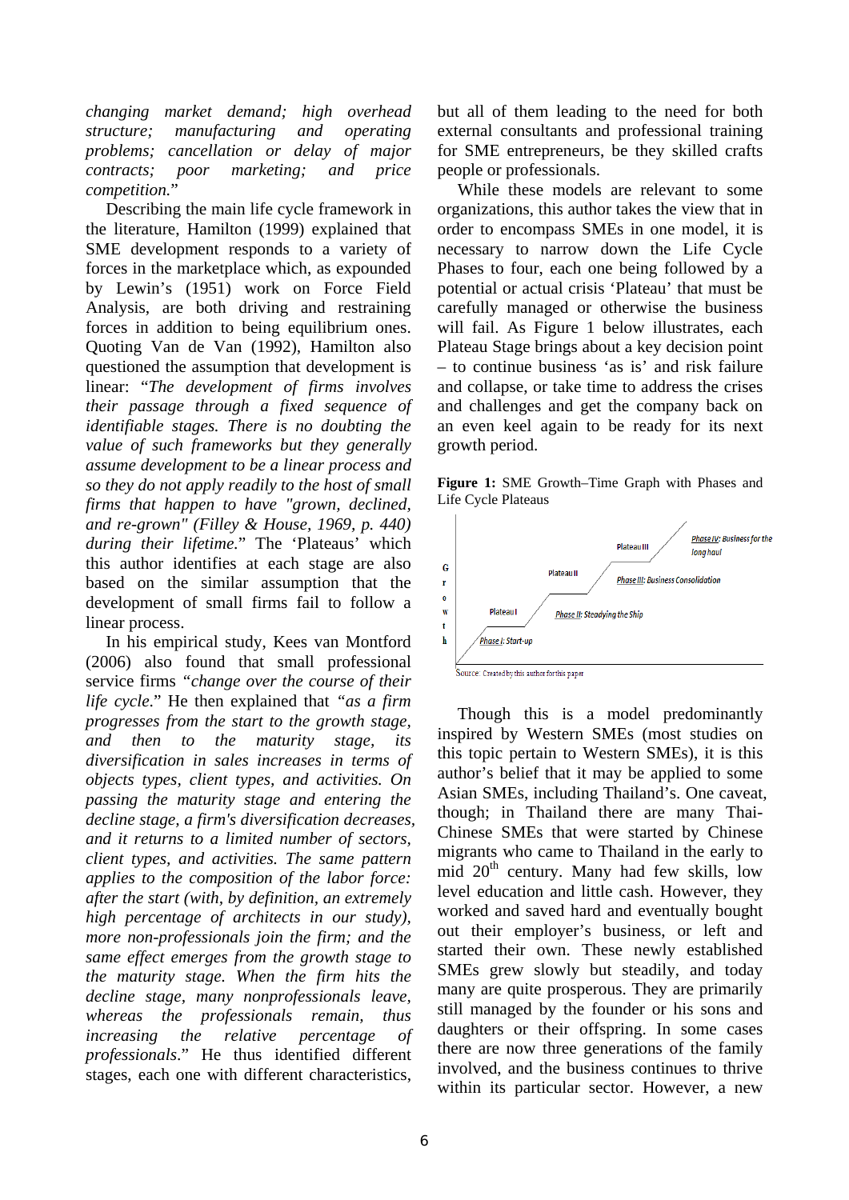*changing market demand; high overhead structure; manufacturing and operating problems; cancellation or delay of major contracts; poor marketing; and price competition.*"

Describing the main life cycle framework in the literature, Hamilton (1999) explained that SME development responds to a variety of forces in the marketplace which, as expounded by Lewin's (1951) work on Force Field Analysis, are both driving and restraining forces in addition to being equilibrium ones. Quoting Van de Van (1992), Hamilton also questioned the assumption that development is linear: "*The development of firms involves their passage through a fixed sequence of identifiable stages. There is no doubting the value of such frameworks but they generally assume development to be a linear process and so they do not apply readily to the host of small firms that happen to have "grown, declined, and re-grown" (Filley & House, 1969, p. 440) during their lifetime.*" The 'Plateaus' which this author identifies at each stage are also based on the similar assumption that the development of small firms fail to follow a linear process.

In his empirical study, Kees van Montford (2006) also found that small professional service firms "*change over the course of their life cycle*." He then explained that "*as a firm progresses from the start to the growth stage, and then to the maturity stage, its diversification in sales increases in terms of objects types, client types, and activities. On passing the maturity stage and entering the decline stage, a firm's diversification decreases, and it returns to a limited number of sectors, client types, and activities. The same pattern applies to the composition of the labor force: after the start (with, by definition, an extremely high percentage of architects in our study), more non-professionals join the firm; and the same effect emerges from the growth stage to the maturity stage. When the firm hits the decline stage, many nonprofessionals leave, whereas the professionals remain, thus increasing the relative percentage of professionals*." He thus identified different stages, each one with different characteristics, but all of them leading to the need for both external consultants and professional training for SME entrepreneurs, be they skilled crafts people or professionals.

While these models are relevant to some organizations, this author takes the view that in order to encompass SMEs in one model, it is necessary to narrow down the Life Cycle Phases to four, each one being followed by a potential or actual crisis 'Plateau' that must be carefully managed or otherwise the business will fail. As Figure 1 below illustrates, each Plateau Stage brings about a key decision point – to continue business 'as is' and risk failure and collapse, or take time to address the crises and challenges and get the company back on an even keel again to be ready for its next growth period.

**Figure 1:** SME Growth–Time Graph with Phases and Life Cycle Plateaus

Growth

Phase I: Start-up — Plateau I — Phase II: Steadying the Ship — Plateau II — Phase III: Business Consolidation — Plateau III — Phase IV: Business for the long haul

Source: Created by this author for this paper

Though this is a model predominantly inspired by Western SMEs (most studies on this topic pertain to Western SMEs), it is this author's belief that it may be applied to some Asian SMEs, including Thailand's. One caveat, though; in Thailand there are many Thai-Chinese SMEs that were started by Chinese migrants who came to Thailand in the early to mid 20th century. Many had few skills, low level education and little cash. However, they worked and saved hard and eventually bought out their employer's business, or left and started their own. These newly established SMEs grew slowly but steadily, and today many are quite prosperous. They are primarily still managed by the founder or his sons and daughters or their offspring. In some cases there are now three generations of the family involved, and the business continues to thrive within its particular sector. However, a new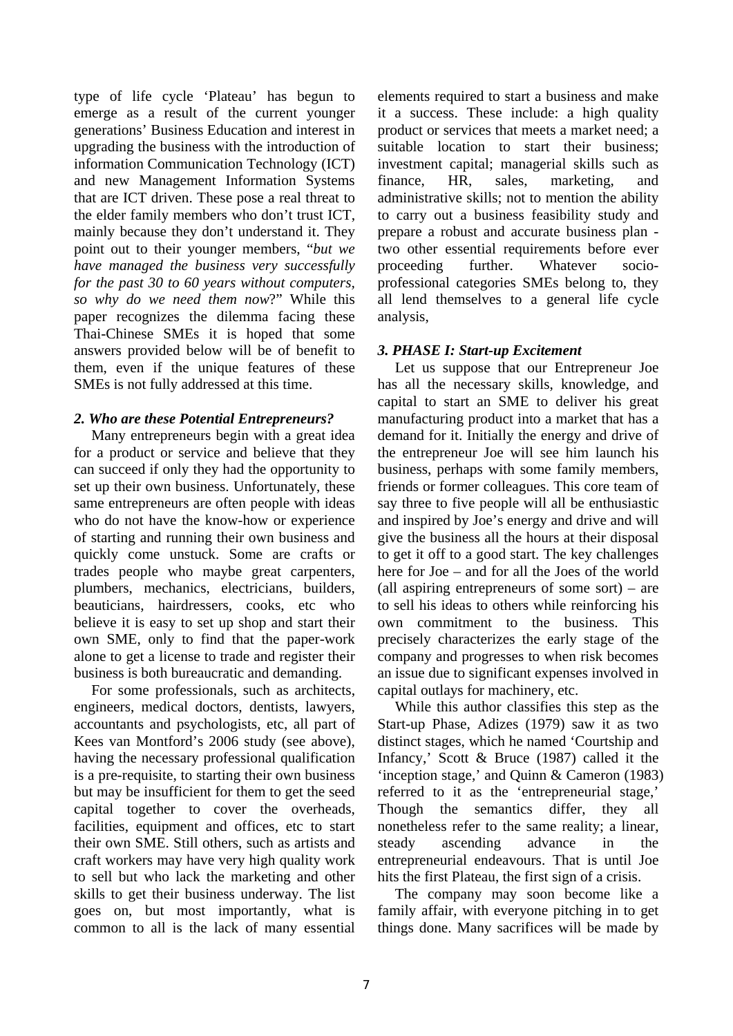type of life cycle 'Plateau' has begun to emerge as a result of the current younger generations' Business Education and interest in upgrading the business with the introduction of information Communication Technology (ICT) and new Management Information Systems that are ICT driven. These pose a real threat to the elder family members who don't trust ICT, mainly because they don't understand it. They point out to their younger members, "*but we have managed the business very successfully for the past 30 to 60 years without computers, so why do we need them now*?" While this paper recognizes the dilemma facing these Thai-Chinese SMEs it is hoped that some answers provided below will be of benefit to them, even if the unique features of these SMEs is not fully addressed at this time.

### *2. Who are these Potential Entrepreneurs?*

Many entrepreneurs begin with a great idea for a product or service and believe that they can succeed if only they had the opportunity to set up their own business. Unfortunately, these same entrepreneurs are often people with ideas who do not have the know-how or experience of starting and running their own business and quickly come unstuck. Some are crafts or trades people who maybe great carpenters, plumbers, mechanics, electricians, builders, beauticians, hairdressers, cooks, etc who believe it is easy to set up shop and start their own SME, only to find that the paper-work alone to get a license to trade and register their business is both bureaucratic and demanding.

For some professionals, such as architects, engineers, medical doctors, dentists, lawyers, accountants and psychologists, etc, all part of Kees van Montford's 2006 study (see above), having the necessary professional qualification is a pre-requisite, to starting their own business but may be insufficient for them to get the seed capital together to cover the overheads, facilities, equipment and offices, etc to start their own SME. Still others, such as artists and craft workers may have very high quality work to sell but who lack the marketing and other skills to get their business underway. The list goes on, but most importantly, what is common to all is the lack of many essential elements required to start a business and make it a success. These include: a high quality product or services that meets a market need; a suitable location to start their business; investment capital; managerial skills such as finance, HR, sales, marketing, and administrative skills; not to mention the ability to carry out a business feasibility study and prepare a robust and accurate business plan - two other essential requirements before ever proceeding further. Whatever socio-professional categories SMEs belong to, they all lend themselves to a general life cycle analysis,

### *3. PHASE I: Start-up Excitement*

Let us suppose that our Entrepreneur Joe has all the necessary skills, knowledge, and capital to start an SME to deliver his great manufacturing product into a market that has a demand for it. Initially the energy and drive of the entrepreneur Joe will see him launch his business, perhaps with some family members, friends or former colleagues. This core team of say three to five people will all be enthusiastic and inspired by Joe's energy and drive and will give the business all the hours at their disposal to get it off to a good start. The key challenges here for Joe – and for all the Joes of the world (all aspiring entrepreneurs of some sort) – are to sell his ideas to others while reinforcing his own commitment to the business. This precisely characterizes the early stage of the company and progresses to when risk becomes an issue due to significant expenses involved in capital outlays for machinery, etc.

While this author classifies this step as the Start-up Phase, Adizes (1979) saw it as two distinct stages, which he named 'Courtship and Infancy,' Scott & Bruce (1987) called it the 'inception stage,' and Quinn & Cameron (1983) referred to it as the 'entrepreneurial stage,' Though the semantics differ, they all nonetheless refer to the same reality; a linear, steady ascending advance in the entrepreneurial endeavours. That is until Joe hits the first Plateau, the first sign of a crisis.

The company may soon become like a family affair, with everyone pitching in to get things done. Many sacrifices will be made by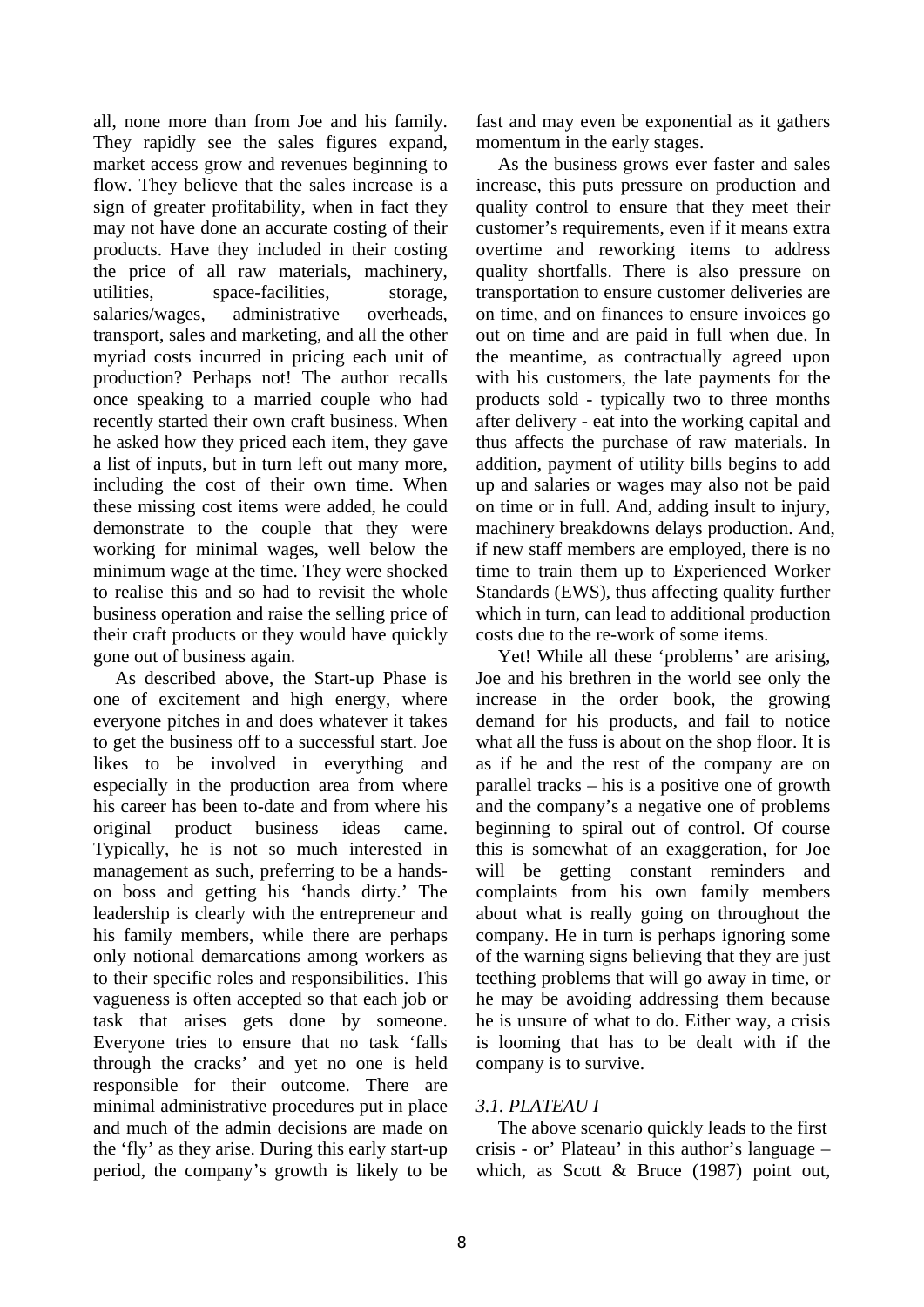all, none more than from Joe and his family. They rapidly see the sales figures expand, market access grow and revenues beginning to flow. They believe that the sales increase is a sign of greater profitability, when in fact they may not have done an accurate costing of their products. Have they included in their costing the price of all raw materials, machinery, utilities, space-facilities, storage, salaries/wages, administrative overheads, transport, sales and marketing, and all the other myriad costs incurred in pricing each unit of production? Perhaps not! The author recalls once speaking to a married couple who had recently started their own craft business. When he asked how they priced each item, they gave a list of inputs, but in turn left out many more, including the cost of their own time. When these missing cost items were added, he could demonstrate to the couple that they were working for minimal wages, well below the minimum wage at the time. They were shocked to realise this and so had to revisit the whole business operation and raise the selling price of their craft products or they would have quickly gone out of business again.

As described above, the Start-up Phase is one of excitement and high energy, where everyone pitches in and does whatever it takes to get the business off to a successful start. Joe likes to be involved in everything and especially in the production area from where his career has been to-date and from where his original product business ideas came. Typically, he is not so much interested in management as such, preferring to be a hands-on boss and getting his 'hands dirty.' The leadership is clearly with the entrepreneur and his family members, while there are perhaps only notional demarcations among workers as to their specific roles and responsibilities. This vagueness is often accepted so that each job or task that arises gets done by someone. Everyone tries to ensure that no task 'falls through the cracks' and yet no one is held responsible for their outcome. There are minimal administrative procedures put in place and much of the admin decisions are made on the 'fly' as they arise. During this early start-up period, the company's growth is likely to be fast and may even be exponential as it gathers momentum in the early stages.

As the business grows ever faster and sales increase, this puts pressure on production and quality control to ensure that they meet their customer's requirements, even if it means extra overtime and reworking items to address quality shortfalls. There is also pressure on transportation to ensure customer deliveries are on time, and on finances to ensure invoices go out on time and are paid in full when due. In the meantime, as contractually agreed upon with his customers, the late payments for the products sold - typically two to three months after delivery - eat into the working capital and thus affects the purchase of raw materials. In addition, payment of utility bills begins to add up and salaries or wages may also not be paid on time or in full. And, adding insult to injury, machinery breakdowns delays production. And, if new staff members are employed, there is no time to train them up to Experienced Worker Standards (EWS), thus affecting quality further which in turn, can lead to additional production costs due to the re-work of some items.

Yet! While all these 'problems' are arising, Joe and his brethren in the world see only the increase in the order book, the growing demand for his products, and fail to notice what all the fuss is about on the shop floor. It is as if he and the rest of the company are on parallel tracks – his is a positive one of growth and the company's a negative one of problems beginning to spiral out of control. Of course this is somewhat of an exaggeration, for Joe will be getting constant reminders and complaints from his own family members about what is really going on throughout the company. He in turn is perhaps ignoring some of the warning signs believing that they are just teething problems that will go away in time, or he may be avoiding addressing them because he is unsure of what to do. Either way, a crisis is looming that has to be dealt with if the company is to survive.

### *3.1. PLATEAU I*

The above scenario quickly leads to the first crisis - or' Plateau' in this author's language – which, as Scott & Bruce (1987) point out,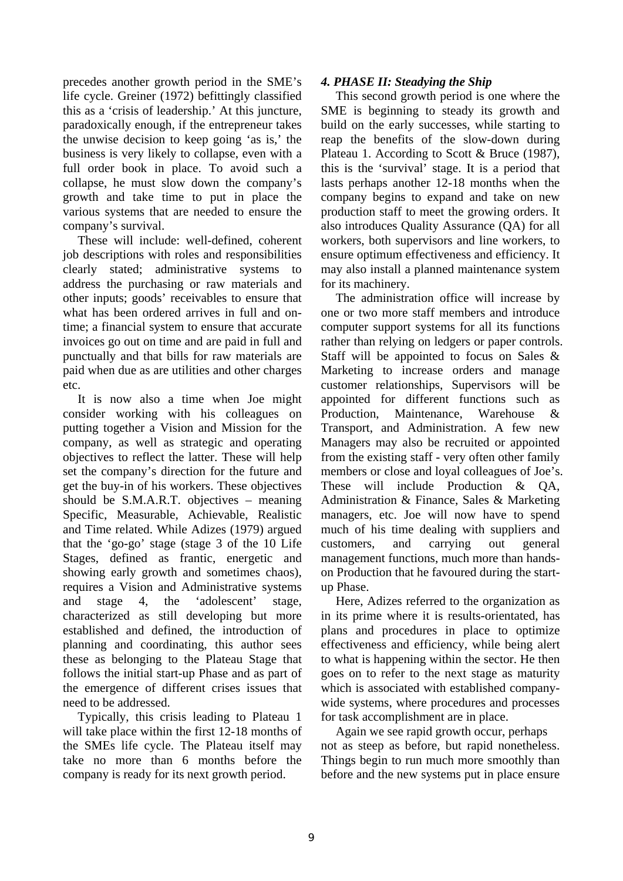precedes another growth period in the SME's life cycle. Greiner (1972) befittingly classified this as a 'crisis of leadership.' At this juncture, paradoxically enough, if the entrepreneur takes the unwise decision to keep going 'as is,' the business is very likely to collapse, even with a full order book in place. To avoid such a collapse, he must slow down the company's growth and take time to put in place the various systems that are needed to ensure the company's survival.

These will include: well-defined, coherent job descriptions with roles and responsibilities clearly stated; administrative systems to address the purchasing or raw materials and other inputs; goods' receivables to ensure that what has been ordered arrives in full and on-time; a financial system to ensure that accurate invoices go out on time and are paid in full and punctually and that bills for raw materials are paid when due as are utilities and other charges etc.

It is now also a time when Joe might consider working with his colleagues on putting together a Vision and Mission for the company, as well as strategic and operating objectives to reflect the latter. These will help set the company's direction for the future and get the buy-in of his workers. These objectives should be S.M.A.R.T. objectives – meaning Specific, Measurable, Achievable, Realistic and Time related. While Adizes (1979) argued that the 'go-go' stage (stage 3 of the 10 Life Stages, defined as frantic, energetic and showing early growth and sometimes chaos), requires a Vision and Administrative systems and stage 4, the 'adolescent' stage, characterized as still developing but more established and defined, the introduction of planning and coordinating, this author sees these as belonging to the Plateau Stage that follows the initial start-up Phase and as part of the emergence of different crises issues that need to be addressed.

Typically, this crisis leading to Plateau 1 will take place within the first 12-18 months of the SMEs life cycle. The Plateau itself may take no more than 6 months before the company is ready for its next growth period.

### *4. PHASE II: Steadying the Ship*

This second growth period is one where the SME is beginning to steady its growth and build on the early successes, while starting to reap the benefits of the slow-down during Plateau 1. According to Scott & Bruce (1987), this is the 'survival' stage. It is a period that lasts perhaps another 12-18 months when the company begins to expand and take on new production staff to meet the growing orders. It also introduces Quality Assurance (QA) for all workers, both supervisors and line workers, to ensure optimum effectiveness and efficiency. It may also install a planned maintenance system for its machinery.

The administration office will increase by one or two more staff members and introduce computer support systems for all its functions rather than relying on ledgers or paper controls. Staff will be appointed to focus on Sales & Marketing to increase orders and manage customer relationships, Supervisors will be appointed for different functions such as Production, Maintenance, Warehouse & Transport, and Administration. A few new Managers may also be recruited or appointed from the existing staff - very often other family members or close and loyal colleagues of Joe's. These will include Production & QA, Administration & Finance, Sales & Marketing managers, etc. Joe will now have to spend much of his time dealing with suppliers and customers, and carrying out general management functions, much more than hands-on Production that he favoured during the start-up Phase.

Here, Adizes referred to the organization as in its prime where it is results-orientated, has plans and procedures in place to optimize effectiveness and efficiency, while being alert to what is happening within the sector. He then goes on to refer to the next stage as maturity which is associated with established company-wide systems, where procedures and processes for task accomplishment are in place.

Again we see rapid growth occur, perhaps not as steep as before, but rapid nonetheless. Things begin to run much more smoothly than before and the new systems put in place ensure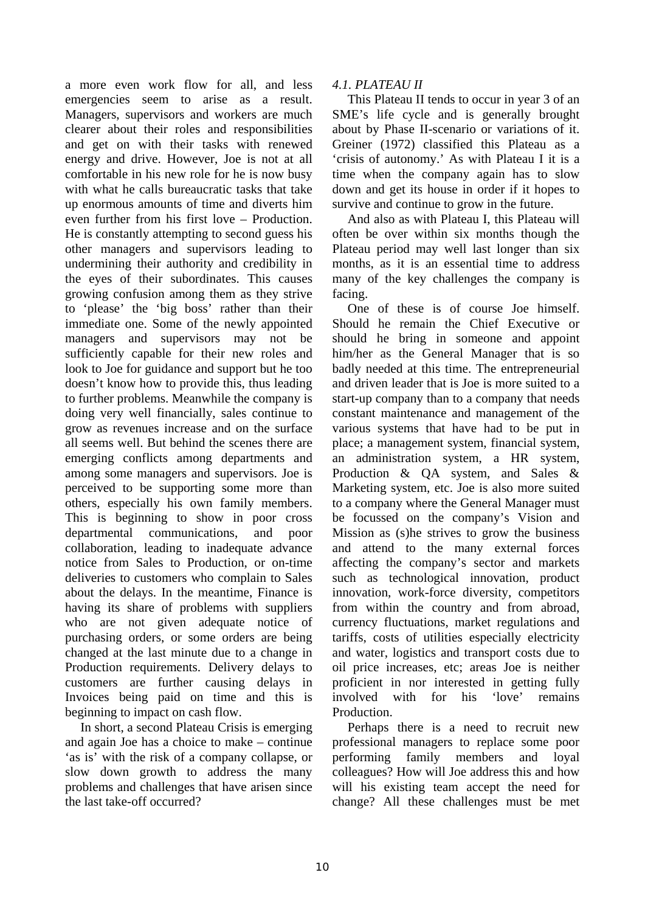a more even work flow for all, and less emergencies seem to arise as a result. Managers, supervisors and workers are much clearer about their roles and responsibilities and get on with their tasks with renewed energy and drive. However, Joe is not at all comfortable in his new role for he is now busy with what he calls bureaucratic tasks that take up enormous amounts of time and diverts him even further from his first love – Production. He is constantly attempting to second guess his other managers and supervisors leading to undermining their authority and credibility in the eyes of their subordinates. This causes growing confusion among them as they strive to 'please' the 'big boss' rather than their immediate one. Some of the newly appointed managers and supervisors may not be sufficiently capable for their new roles and look to Joe for guidance and support but he too doesn't know how to provide this, thus leading to further problems. Meanwhile the company is doing very well financially, sales continue to grow as revenues increase and on the surface all seems well. But behind the scenes there are emerging conflicts among departments and among some managers and supervisors. Joe is perceived to be supporting some more than others, especially his own family members. This is beginning to show in poor cross departmental communications, and poor collaboration, leading to inadequate advance notice from Sales to Production, or on-time deliveries to customers who complain to Sales about the delays. In the meantime, Finance is having its share of problems with suppliers who are not given adequate notice of purchasing orders, or some orders are being changed at the last minute due to a change in Production requirements. Delivery delays to customers are further causing delays in Invoices being paid on time and this is beginning to impact on cash flow.

In short, a second Plateau Crisis is emerging and again Joe has a choice to make – continue 'as is' with the risk of a company collapse, or slow down growth to address the many problems and challenges that have arisen since the last take-off occurred?

### *4.1. PLATEAU II*

This Plateau II tends to occur in year 3 of an SME's life cycle and is generally brought about by Phase II-scenario or variations of it. Greiner (1972) classified this Plateau as a 'crisis of autonomy.' As with Plateau I it is a time when the company again has to slow down and get its house in order if it hopes to survive and continue to grow in the future.

And also as with Plateau I, this Plateau will often be over within six months though the Plateau period may well last longer than six months, as it is an essential time to address many of the key challenges the company is facing.

One of these is of course Joe himself. Should he remain the Chief Executive or should he bring in someone and appoint him/her as the General Manager that is so badly needed at this time. The entrepreneurial and driven leader that is Joe is more suited to a start-up company than to a company that needs constant maintenance and management of the various systems that have had to be put in place; a management system, financial system, an administration system, a HR system, Production & QA system, and Sales & Marketing system, etc. Joe is also more suited to a company where the General Manager must be focussed on the company's Vision and Mission as (s)he strives to grow the business and attend to the many external forces affecting the company's sector and markets such as technological innovation, product innovation, work-force diversity, competitors from within the country and from abroad, currency fluctuations, market regulations and tariffs, costs of utilities especially electricity and water, logistics and transport costs due to oil price increases, etc; areas Joe is neither proficient in nor interested in getting fully involved with for his 'love' remains Production.

Perhaps there is a need to recruit new professional managers to replace some poor performing family members and loyal colleagues? How will Joe address this and how will his existing team accept the need for change? All these challenges must be met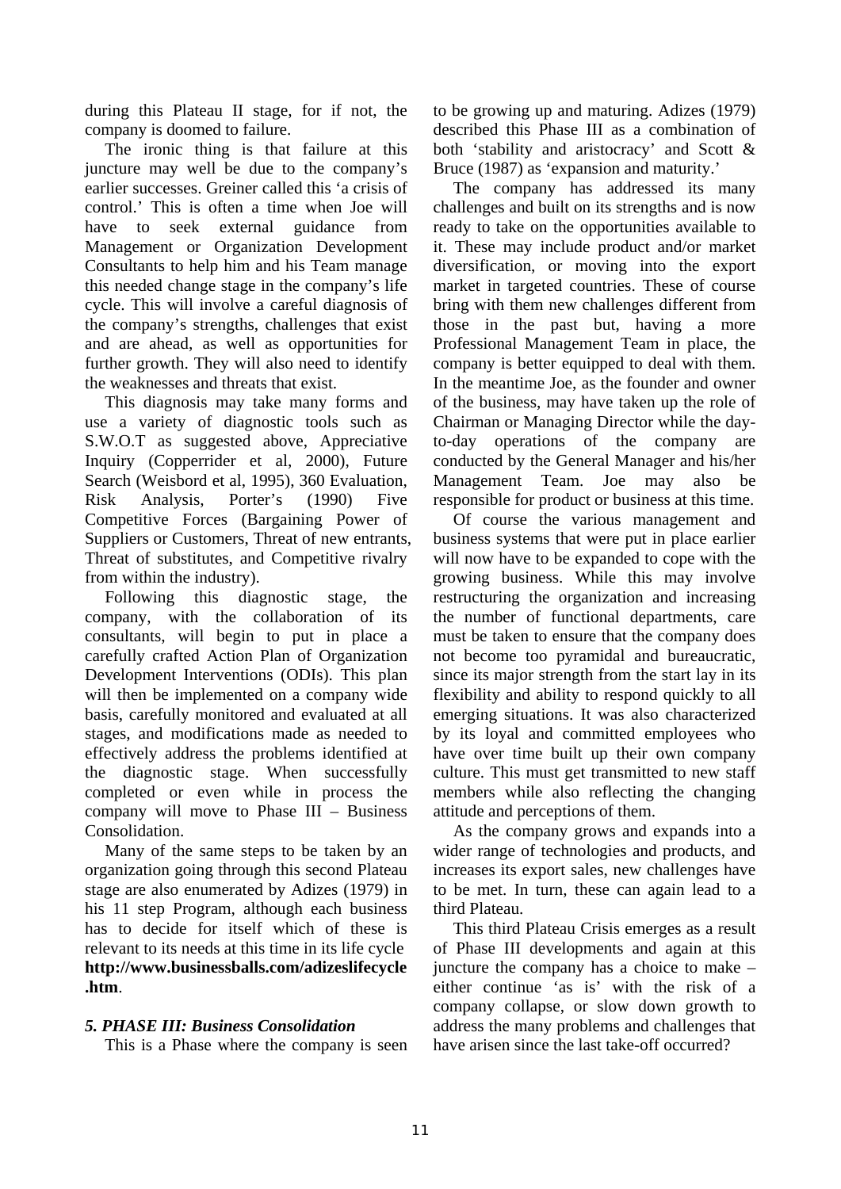during this Plateau II stage, for if not, the company is doomed to failure.

The ironic thing is that failure at this juncture may well be due to the company's earlier successes. Greiner called this 'a crisis of control.' This is often a time when Joe will have to seek external guidance from Management or Organization Development Consultants to help him and his Team manage this needed change stage in the company's life cycle. This will involve a careful diagnosis of the company's strengths, challenges that exist and are ahead, as well as opportunities for further growth. They will also need to identify the weaknesses and threats that exist.

This diagnosis may take many forms and use a variety of diagnostic tools such as S.W.O.T as suggested above, Appreciative Inquiry (Copperrider et al, 2000), Future Search (Weisbord et al, 1995), 360 Evaluation, Risk Analysis, Porter's (1990) Five Competitive Forces (Bargaining Power of Suppliers or Customers, Threat of new entrants, Threat of substitutes, and Competitive rivalry from within the industry).

Following this diagnostic stage, the company, with the collaboration of its consultants, will begin to put in place a carefully crafted Action Plan of Organization Development Interventions (ODIs). This plan will then be implemented on a company wide basis, carefully monitored and evaluated at all stages, and modifications made as needed to effectively address the problems identified at the diagnostic stage. When successfully completed or even while in process the company will move to Phase III – Business Consolidation.

Many of the same steps to be taken by an organization going through this second Plateau stage are also enumerated by Adizes (1979) in his 11 step Program, although each business has to decide for itself which of these is relevant to its needs at this time in its life cycle **http://www.businessballs.com/adizeslifecycle.htm**.

### *5. PHASE III: Business Consolidation*

This is a Phase where the company is seen to be growing up and maturing. Adizes (1979) described this Phase III as a combination of both 'stability and aristocracy' and Scott & Bruce (1987) as 'expansion and maturity.'

The company has addressed its many challenges and built on its strengths and is now ready to take on the opportunities available to it. These may include product and/or market diversification, or moving into the export market in targeted countries. These of course bring with them new challenges different from those in the past but, having a more Professional Management Team in place, the company is better equipped to deal with them. In the meantime Joe, as the founder and owner of the business, may have taken up the role of Chairman or Managing Director while the day-to-day operations of the company are conducted by the General Manager and his/her Management Team. Joe may also be responsible for product or business at this time.

Of course the various management and business systems that were put in place earlier will now have to be expanded to cope with the growing business. While this may involve restructuring the organization and increasing the number of functional departments, care must be taken to ensure that the company does not become too pyramidal and bureaucratic, since its major strength from the start lay in its flexibility and ability to respond quickly to all emerging situations. It was also characterized by its loyal and committed employees who have over time built up their own company culture. This must get transmitted to new staff members while also reflecting the changing attitude and perceptions of them.

As the company grows and expands into a wider range of technologies and products, and increases its export sales, new challenges have to be met. In turn, these can again lead to a third Plateau.

This third Plateau Crisis emerges as a result of Phase III developments and again at this juncture the company has a choice to make – either continue 'as is' with the risk of a company collapse, or slow down growth to address the many problems and challenges that have arisen since the last take-off occurred?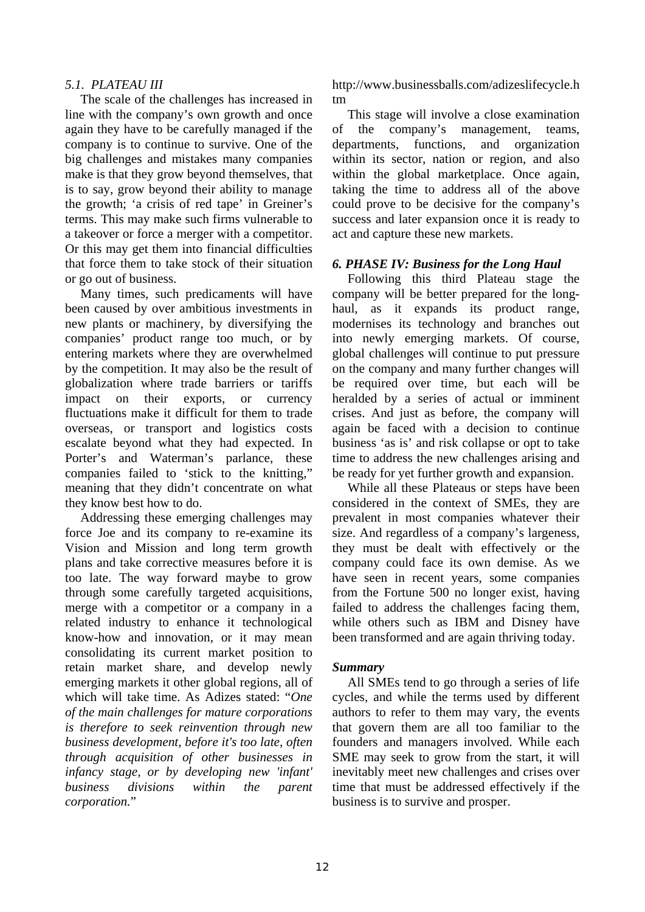### *5.1. PLATEAU III*

The scale of the challenges has increased in line with the company's own growth and once again they have to be carefully managed if the company is to continue to survive. One of the big challenges and mistakes many companies make is that they grow beyond themselves, that is to say, grow beyond their ability to manage the growth; 'a crisis of red tape' in Greiner's terms. This may make such firms vulnerable to a takeover or force a merger with a competitor. Or this may get them into financial difficulties that force them to take stock of their situation or go out of business.

Many times, such predicaments will have been caused by over ambitious investments in new plants or machinery, by diversifying the companies' product range too much, or by entering markets where they are overwhelmed by the competition. It may also be the result of globalization where trade barriers or tariffs impact on their exports, or currency fluctuations make it difficult for them to trade overseas, or transport and logistics costs escalate beyond what they had expected. In Porter's and Waterman's parlance, these companies failed to 'stick to the knitting," meaning that they didn't concentrate on what they know best how to do.

Addressing these emerging challenges may force Joe and its company to re-examine its Vision and Mission and long term growth plans and take corrective measures before it is too late. The way forward maybe to grow through some carefully targeted acquisitions, merge with a competitor or a company in a related industry to enhance it technological know-how and innovation, or it may mean consolidating its current market position to retain market share, and develop newly emerging markets it other global regions, all of which will take time. As Adizes stated: "*One of the main challenges for mature corporations is therefore to seek reinvention through new business development, before it's too late, often through acquisition of other businesses in infancy stage, or by developing new 'infant' business divisions within the parent corporation.*" http://www.businessballs.com/adizeslifecycle.htm

This stage will involve a close examination of the company's management, teams, departments, functions, and organization within its sector, nation or region, and also within the global marketplace. Once again, taking the time to address all of the above could prove to be decisive for the company's success and later expansion once it is ready to act and capture these new markets.

## *6. PHASE IV: Business for the Long Haul*

Following this third Plateau stage the company will be better prepared for the long-haul, as it expands its product range, modernises its technology and branches out into newly emerging markets. Of course, global challenges will continue to put pressure on the company and many further changes will be required over time, but each will be heralded by a series of actual or imminent crises. And just as before, the company will again be faced with a decision to continue business 'as is' and risk collapse or opt to take time to address the new challenges arising and be ready for yet further growth and expansion.

While all these Plateaus or steps have been considered in the context of SMEs, they are prevalent in most companies whatever their size. And regardless of a company's largeness, they must be dealt with effectively or the company could face its own demise. As we have seen in recent years, some companies from the Fortune 500 no longer exist, having failed to address the challenges facing them, while others such as IBM and Disney have been transformed and are again thriving today.

## *Summary*

All SMEs tend to go through a series of life cycles, and while the terms used by different authors to refer to them may vary, the events that govern them are all too familiar to the founders and managers involved. While each SME may seek to grow from the start, it will inevitably meet new challenges and crises over time that must be addressed effectively if the business is to survive and prosper.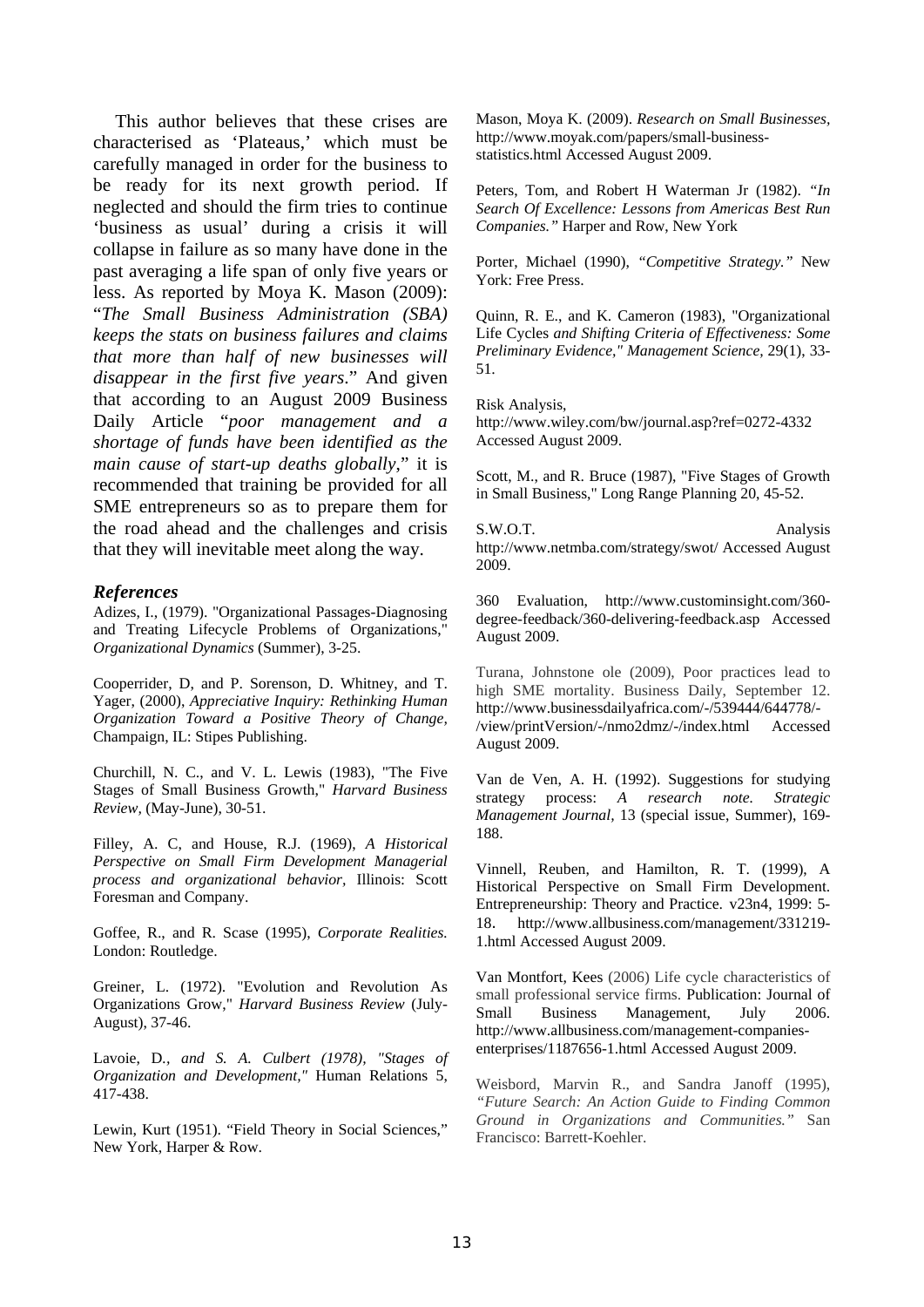This author believes that these crises are characterised as 'Plateaus,' which must be carefully managed in order for the business to be ready for its next growth period. If neglected and should the firm tries to continue 'business as usual' during a crisis it will collapse in failure as so many have done in the past averaging a life span of only five years or less. As reported by Moya K. Mason (2009): "*The Small Business Administration (SBA) keeps the stats on business failures and claims that more than half of new businesses will disappear in the first five years*." And given that according to an August 2009 Business Daily Article "*poor management and a shortage of funds have been identified as the main cause of start-up deaths globally*," it is recommended that training be provided for all SME entrepreneurs so as to prepare them for the road ahead and the challenges and crisis that they will inevitable meet along the way.

### *References*

Adizes, I., (1979). "Organizational Passages-Diagnosing and Treating Lifecycle Problems of Organizations," *Organizational Dynamics* (Summer), 3-25.

Cooperrider, D, and P. Sorenson, D. Whitney, and T. Yager, (2000), *Appreciative Inquiry: Rethinking Human Organization Toward a Positive Theory of Change,* Champaign, IL: Stipes Publishing.

Churchill, N. C., and V. L. Lewis (1983), "The Five Stages of Small Business Growth," *Harvard Business Review,* (May-June), 30-51.

Filley, A. C, and House, R.J. (1969), *A Historical Perspective on Small Firm Development Managerial process and organizational behavior,* Illinois: Scott Foresman and Company.

Goffee, R., and R. Scase (1995), *Corporate Realities.* London: Routledge.

Greiner, L. (1972). "Evolution and Revolution As Organizations Grow," *Harvard Business Review* (July-August), 37-46.

Lavoie, D.*, and S. A. Culbert (1978), "Stages of Organization and Development,"* Human Relations 5, 417-438.

Lewin, Kurt (1951). "Field Theory in Social Sciences," New York, Harper & Row.

Mason, Moya K. (2009). *Research on Small Businesses,* http://www.moyak.com/papers/small-business-statistics.html Accessed August 2009.

Peters, Tom, and Robert H Waterman Jr (1982). *"In Search Of Excellence: Lessons from Americas Best Run Companies."* Harper and Row, New York

Porter, Michael (1990), *"Competitive Strategy."* New York: Free Press.

Quinn, R. E., and K. Cameron (1983), "Organizational Life Cycles *and Shifting Criteria of Effectiveness: Some Preliminary Evidence," Management Science,* 29(1), 33-51.

Risk Analysis, http://www.wiley.com/bw/journal.asp?ref=0272-4332 Accessed August 2009.

Scott, M., and R. Bruce (1987), "Five Stages of Growth in Small Business," Long Range Planning 20, 45-52.

S.W.O.T. Analysis http://www.netmba.com/strategy/swot/ Accessed August 2009.

360 Evaluation, http://www.custominsight.com/360-degree-feedback/360-delivering-feedback.asp Accessed August 2009.

Turana, Johnstone ole (2009), Poor practices lead to high SME mortality. Business Daily, September 12. http://www.businessdailyafrica.com/-/539444/644778/-/view/printVersion/-/nmo2dmz/-/index.html Accessed August 2009.

Van de Ven, A. H. (1992). Suggestions for studying strategy process: *A research note. Strategic Management Journal,* 13 (special issue, Summer), 169-188.

Vinnell, Reuben, and Hamilton, R. T. (1999), A Historical Perspective on Small Firm Development. Entrepreneurship: Theory and Practice. v23n4, 1999: 5-18. http://www.allbusiness.com/management/331219-1.html Accessed August 2009.

Van Montfort, Kees (2006) Life cycle characteristics of small professional service firms. Publication: Journal of Small Business Management, July 2006. http://www.allbusiness.com/management-companies-enterprises/1187656-1.html Accessed August 2009.

Weisbord, Marvin R., and Sandra Janoff (1995), *"Future Search: An Action Guide to Finding Common Ground in Organizations and Communities."* San Francisco: Barrett-Koehler.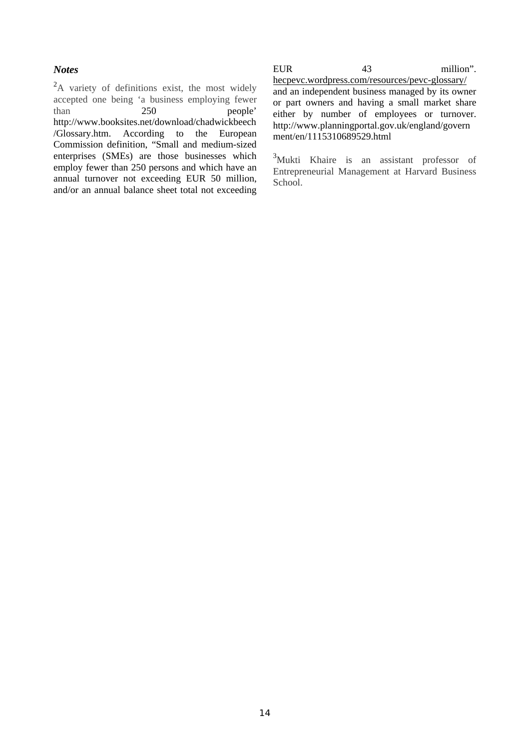***Notes***

[2]A variety of definitions exist, the most widely accepted one being 'a business employing fewer than 250 people' http://www.booksites.net/download/chadwickbeech/Glossary.htm. According to the European Commission definition, "Small and medium-sized enterprises (SMEs) are those businesses which employ fewer than 250 persons and which have an annual turnover not exceeding EUR 50 million, and/or an annual balance sheet total not exceeding EUR 43 million". hecpevc.wordpress.com/resources/pevc-glossary/ and an independent business managed by its owner or part owners and having a small market share either by number of employees or turnover. http://www.planningportal.gov.uk/england/government/en/1115310689529.html

[3]Mukti Khaire is an assistant professor of Entrepreneurial Management at Harvard Business School.